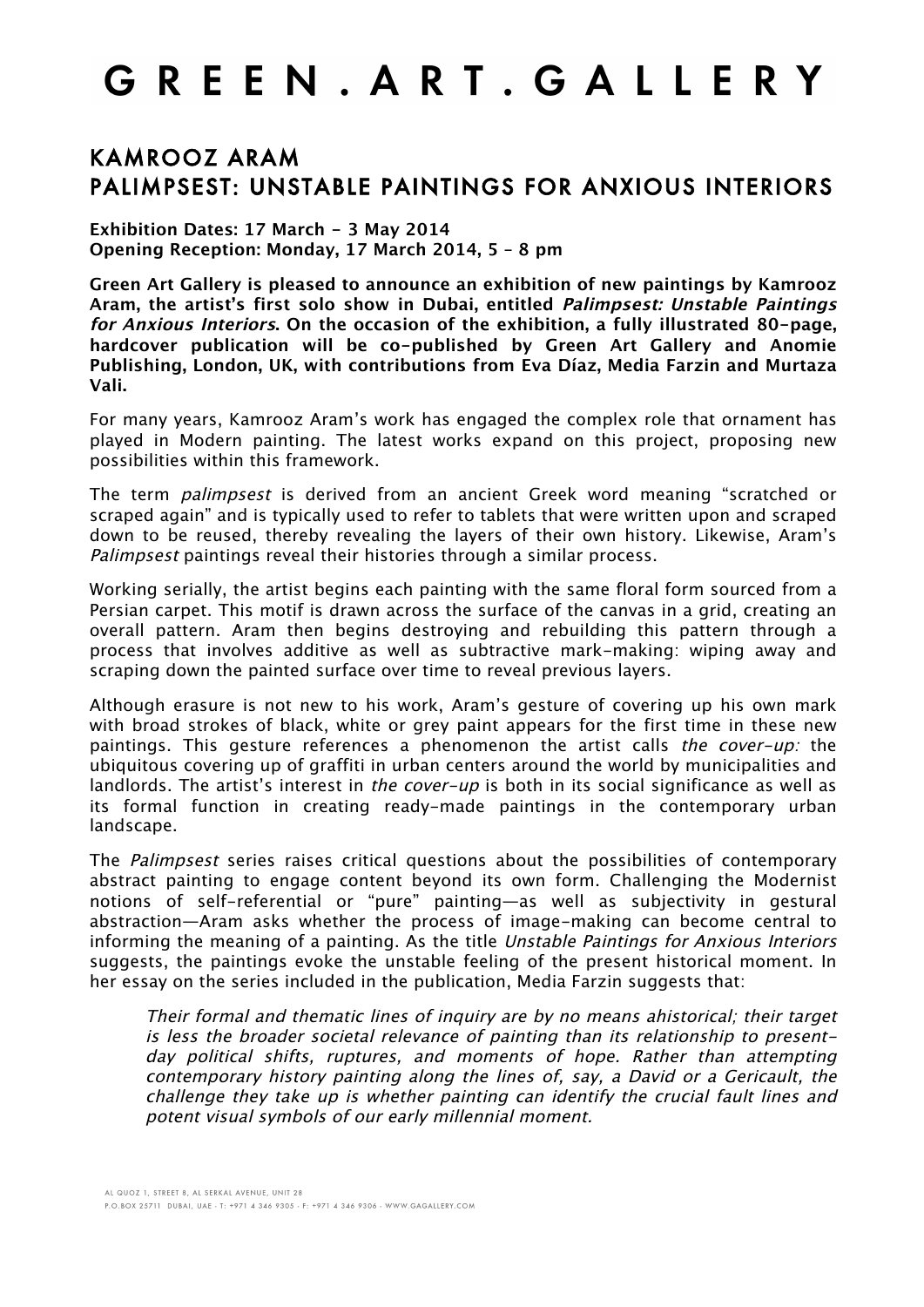# G R E E N . A R T . G A L L E R Y

## KAMROOZ ARAM
## PALIMPSEST: UNSTABLE PAINTINGS FOR ANXIOUS INTERIORS

**Exhibition Dates: 17 March – 3 May 2014**
**Opening Reception: Monday, 17 March 2014, 5 – 8 pm**

**Green Art Gallery is pleased to announce an exhibition of new paintings by Kamrooz Aram, the artist's first solo show in Dubai, entitled *Palimpsest: Unstable Paintings for Anxious Interiors*. On the occasion of the exhibition, a fully illustrated 80-page, hardcover publication will be co-published by Green Art Gallery and Anomie Publishing, London, UK, with contributions from Eva Díaz, Media Farzin and Murtaza Vali.**

For many years, Kamrooz Aram's work has engaged the complex role that ornament has played in Modern painting. The latest works expand on this project, proposing new possibilities within this framework.

The term *palimpsest* is derived from an ancient Greek word meaning "scratched or scraped again" and is typically used to refer to tablets that were written upon and scraped down to be reused, thereby revealing the layers of their own history. Likewise, Aram's *Palimpsest* paintings reveal their histories through a similar process.

Working serially, the artist begins each painting with the same floral form sourced from a Persian carpet. This motif is drawn across the surface of the canvas in a grid, creating an overall pattern. Aram then begins destroying and rebuilding this pattern through a process that involves additive as well as subtractive mark-making: wiping away and scraping down the painted surface over time to reveal previous layers.

Although erasure is not new to his work, Aram's gesture of covering up his own mark with broad strokes of black, white or grey paint appears for the first time in these new paintings. This gesture references a phenomenon the artist calls *the cover-up:* the ubiquitous covering up of graffiti in urban centers around the world by municipalities and landlords. The artist's interest in *the cover-up* is both in its social significance as well as its formal function in creating ready-made paintings in the contemporary urban landscape.

The *Palimpsest* series raises critical questions about the possibilities of contemporary abstract painting to engage content beyond its own form. Challenging the Modernist notions of self-referential or "pure" painting—as well as subjectivity in gestural abstraction—Aram asks whether the process of image-making can become central to informing the meaning of a painting. As the title *Unstable Paintings for Anxious Interiors* suggests, the paintings evoke the unstable feeling of the present historical moment. In her essay on the series included in the publication, Media Farzin suggests that:

> *Their formal and thematic lines of inquiry are by no means ahistorical; their target is less the broader societal relevance of painting than its relationship to present-day political shifts, ruptures, and moments of hope. Rather than attempting contemporary history painting along the lines of, say, a David or a Gericault, the challenge they take up is whether painting can identify the crucial fault lines and potent visual symbols of our early millennial moment.*

AL QUOZ 1, STREET 8, AL SERKAL AVENUE, UNIT 28
P.O.BOX 25711 DUBAI, UAE - T: +971 4 346 9305 - F: +971 4 346 9306 - WWW.GAGALLERY.COM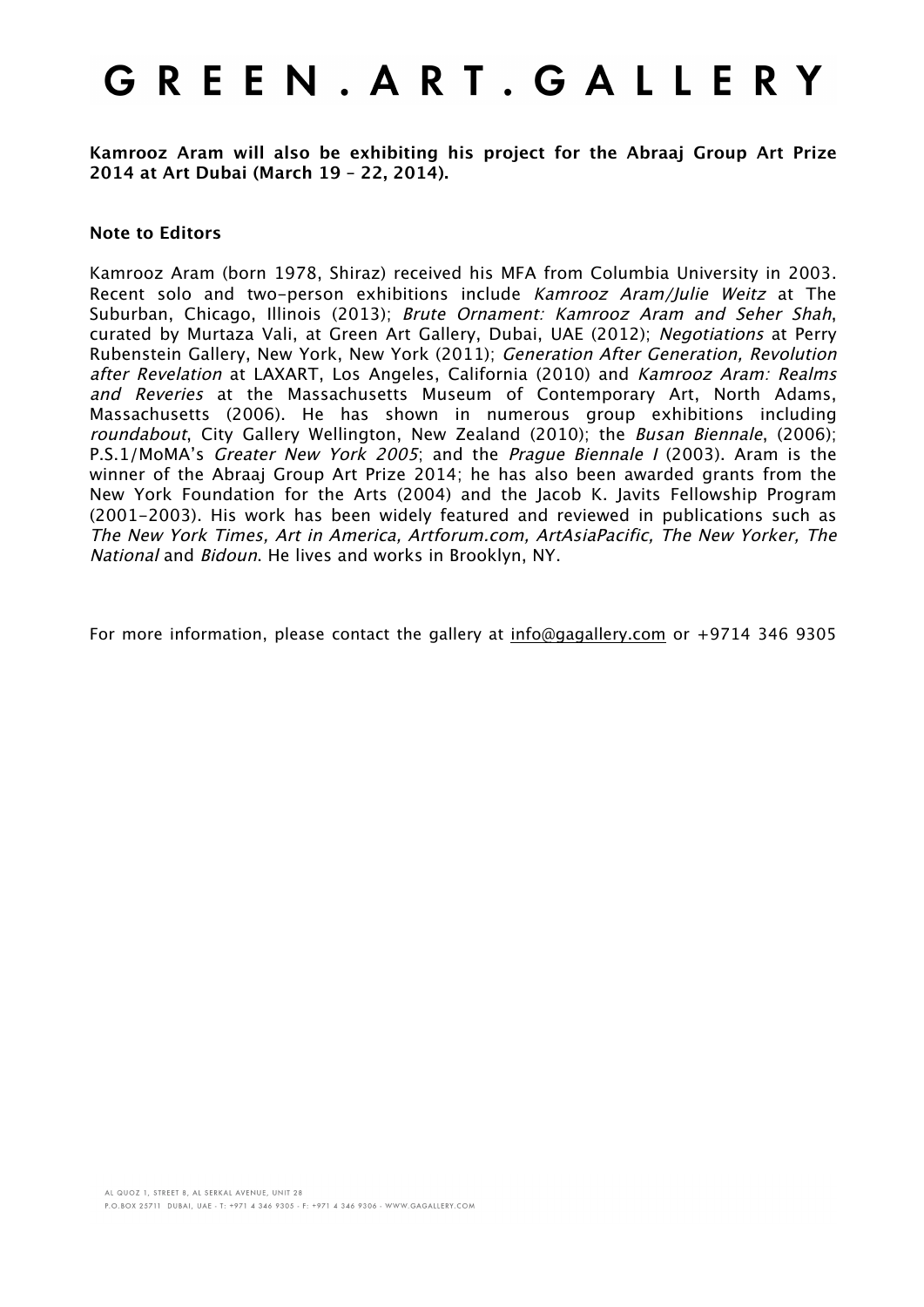**Kamrooz Aram will also be exhibiting his project for the Abraaj Group Art Prize 2014 at Art Dubai (March 19 – 22, 2014).**

**Note to Editors**

Kamrooz Aram (born 1978, Shiraz) received his MFA from Columbia University in 2003. Recent solo and two-person exhibitions include *Kamrooz Aram/Julie Weitz* at The Suburban, Chicago, Illinois (2013); *Brute Ornament: Kamrooz Aram and Seher Shah*, curated by Murtaza Vali, at Green Art Gallery, Dubai, UAE (2012); *Negotiations* at Perry Rubenstein Gallery, New York, New York (2011); *Generation After Generation, Revolution after Revelation* at LAXART, Los Angeles, California (2010) and *Kamrooz Aram: Realms and Reveries* at the Massachusetts Museum of Contemporary Art, North Adams, Massachusetts (2006). He has shown in numerous group exhibitions including *roundabout*, City Gallery Wellington, New Zealand (2010); the *Busan Biennale*, (2006); P.S.1/MoMA's *Greater New York 2005*; and the *Prague Biennale I* (2003). Aram is the winner of the Abraaj Group Art Prize 2014; he has also been awarded grants from the New York Foundation for the Arts (2004) and the Jacob K. Javits Fellowship Program (2001-2003). His work has been widely featured and reviewed in publications such as *The New York Times, Art in America, Artforum.com, ArtAsiaPacific, The New Yorker, The National* and *Bidoun*. He lives and works in Brooklyn, NY.

For more information, please contact the gallery at info@gagallery.com or +9714 346 9305